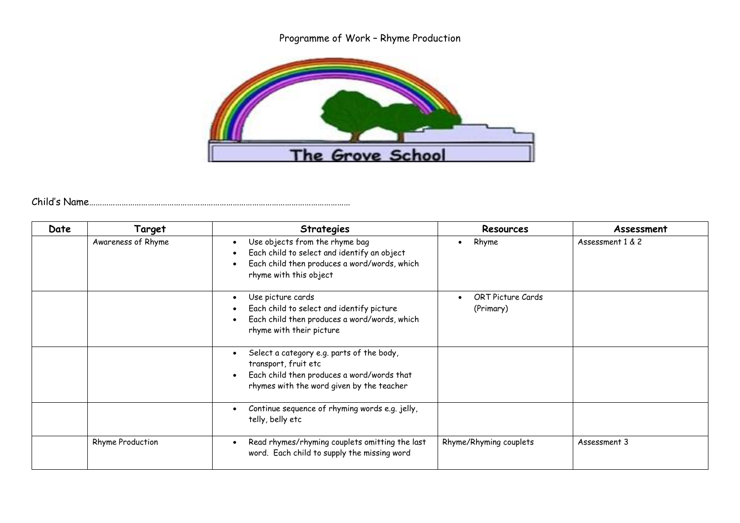# Programme of Work – Rhyme Production

The Grove School

Child's Name……………………………………………………………………………………………………………

| Date | Target | Strategies | Resources | Assessment |
|---|---|---|---|---|
| | Awareness of Rhyme | • Use objects from the rhyme bag<br>• Each child to select and identify an object<br>• Each child then produces a word/words, which rhyme with this object | • Rhyme | Assessment 1 & 2 |
| | | • Use picture cards<br>• Each child to select and identify picture<br>• Each child then produces a word/words, which rhyme with their picture | • ORT Picture Cards (Primary) | |
| | | • Select a category e.g. parts of the body, transport, fruit etc<br>• Each child then produces a word/words that rhymes with the word given by the teacher | | |
| | | • Continue sequence of rhyming words e.g. jelly, telly, belly etc | | |
| | Rhyme Production | • Read rhymes/rhyming couplets omitting the last word. Each child to supply the missing word | Rhyme/Rhyming couplets | Assessment 3 |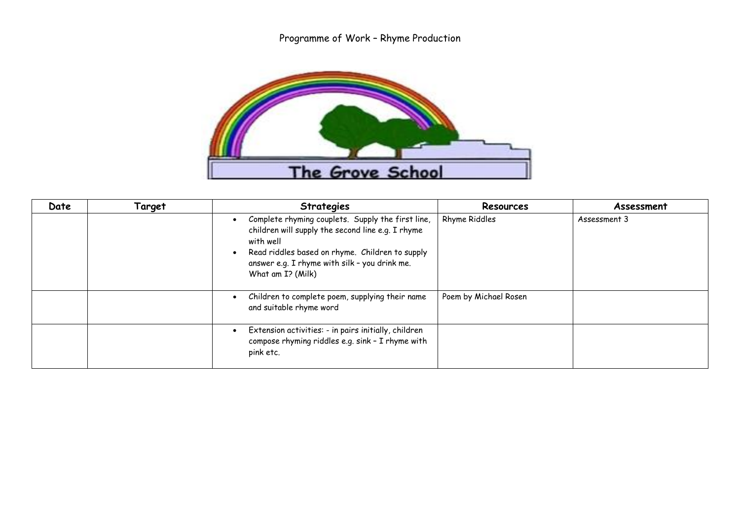Programme of Work – Rhyme Production

The Grove School

| Date | Target | Strategies | Resources | Assessment |
|---|---|---|---|---|
| | | • Complete rhyming couplets. Supply the first line, children will supply the second line e.g. I rhyme with well<br>• Read riddles based on rhyme. Children to supply answer e.g. I rhyme with silk – you drink me. What am I? (Milk) | Rhyme Riddles | Assessment 3 |
| | | • Children to complete poem, supplying their name and suitable rhyme word | Poem by Michael Rosen | |
| | | • Extension activities: - in pairs initially, children compose rhyming riddles e.g. sink – I rhyme with pink etc. | | |